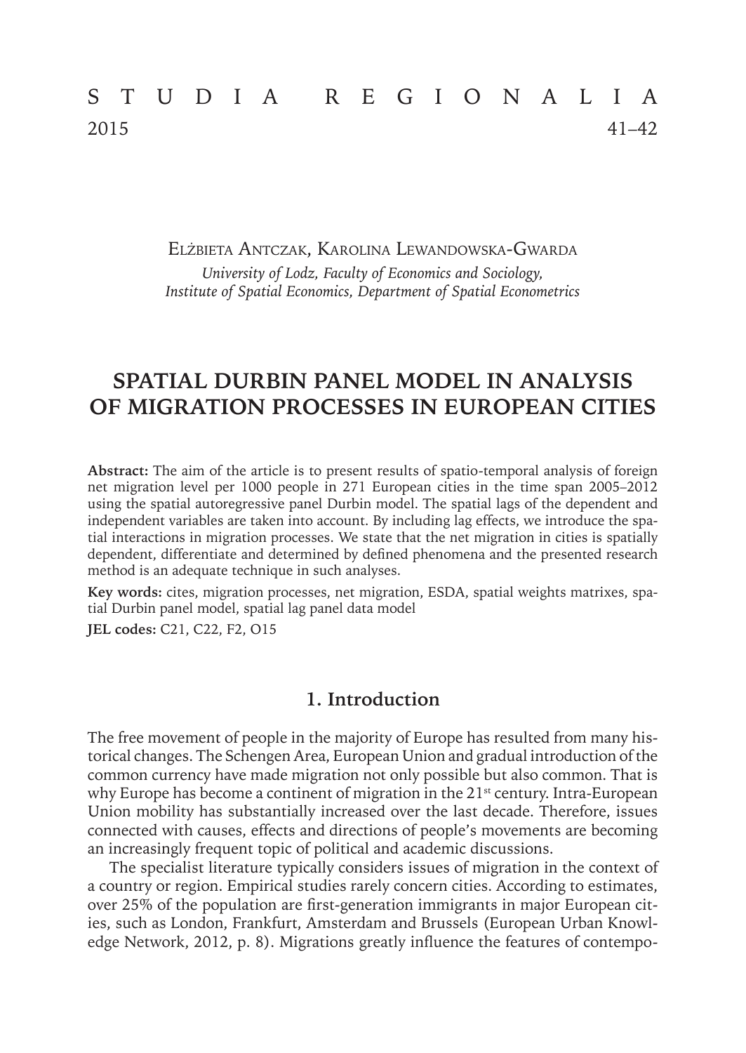Elżbieta Antczak, Karolina Lewandowska-Gwarda

*University of Lodz, Faculty of Economics and Sociology, Institute of Spatial Economics, Department of Spatial Econometrics*

# SPATIAL DURBIN PANEL MODEL IN ANALYSIS OF MIGRATION PROCESSES IN EUROPEAN CITIES

**Abstract:** The aim of the article is to present results of spatio-temporal analysis of foreign net migration level per 1000 people in 271 European cities in the time span 2005–2012 using the spatial autoregressive panel Durbin model. The spatial lags of the dependent and independent variables are taken into account. By including lag effects, we introduce the spatial interactions in migration processes. We state that the net migration in cities is spatially dependent, differentiate and determined by defined phenomena and the presented research method is an adequate technique in such analyses.

**Key words:** cites, migration processes, net migration, ESDA, spatial weights matrixes, spatial Durbin panel model, spatial lag panel data model

**JEL codes:** C21, C22, F2, O15

## 1. Introduction

The free movement of people in the majority of Europe has resulted from many historical changes. The Schengen Area, European Union and gradual introduction of the common currency have made migration not only possible but also common. That is why Europe has become a continent of migration in the 21st century. Intra-European Union mobility has substantially increased over the last decade. Therefore, issues connected with causes, effects and directions of people's movements are becoming an increasingly frequent topic of political and academic discussions.

The specialist literature typically considers issues of migration in the context of a country or region. Empirical studies rarely concern cities. According to estimates, over 25% of the population are first-generation immigrants in major European cities, such as London, Frankfurt, Amsterdam and Brussels (European Urban Knowledge Network, 2012, p. 8). Migrations greatly influence the features of contempo-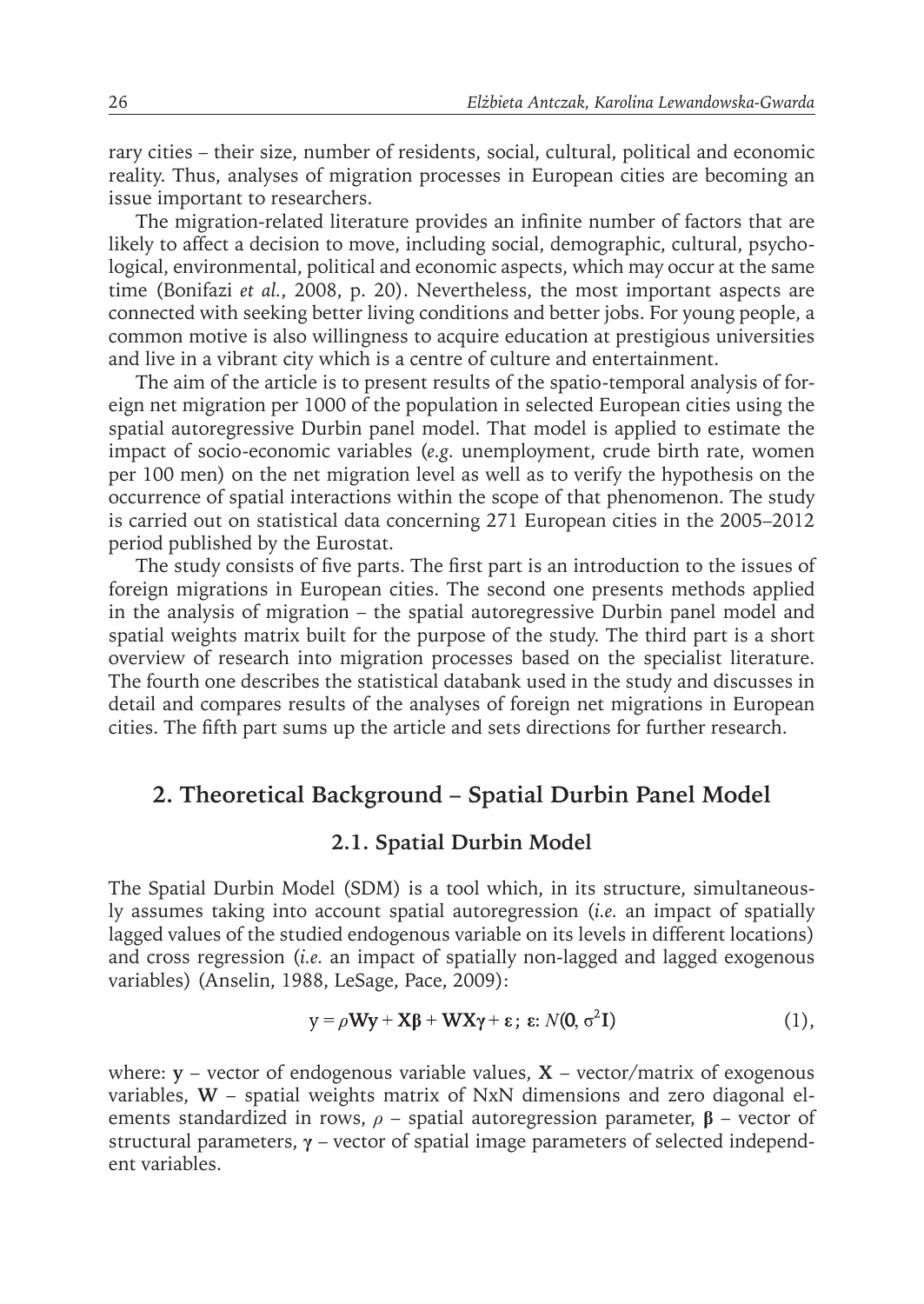rary cities – their size, number of residents, social, cultural, political and economic reality. Thus, analyses of migration processes in European cities are becoming an issue important to researchers.

The migration-related literature provides an infinite number of factors that are likely to affect a decision to move, including social, demographic, cultural, psychological, environmental, political and economic aspects, which may occur at the same time (Bonifazi *et al.*, 2008, p. 20). Nevertheless, the most important aspects are connected with seeking better living conditions and better jobs. For young people, a common motive is also willingness to acquire education at prestigious universities and live in a vibrant city which is a centre of culture and entertainment.

The aim of the article is to present results of the spatio-temporal analysis of foreign net migration per 1000 of the population in selected European cities using the spatial autoregressive Durbin panel model. That model is applied to estimate the impact of socio-economic variables (*e.g.* unemployment, crude birth rate, women per 100 men) on the net migration level as well as to verify the hypothesis on the occurrence of spatial interactions within the scope of that phenomenon. The study is carried out on statistical data concerning 271 European cities in the 2005–2012 period published by the Eurostat.

The study consists of five parts. The first part is an introduction to the issues of foreign migrations in European cities. The second one presents methods applied in the analysis of migration – the spatial autoregressive Durbin panel model and spatial weights matrix built for the purpose of the study. The third part is a short overview of research into migration processes based on the specialist literature. The fourth one describes the statistical databank used in the study and discusses in detail and compares results of the analyses of foreign net migrations in European cities. The fifth part sums up the article and sets directions for further research.

## 2. Theoretical Background – Spatial Durbin Panel Model

### 2.1. Spatial Durbin Model

The Spatial Durbin Model (SDM) is a tool which, in its structure, simultaneously assumes taking into account spatial autoregression (*i.e.* an impact of spatially lagged values of the studied endogenous variable on its levels in different locations) and cross regression (*i.e.* an impact of spatially non-lagged and lagged exogenous variables) (Anselin, 1988, LeSage, Pace, 2009):

$$y = \rho \mathbf{W}\mathbf{y} + \mathbf{X}\boldsymbol{\beta} + \mathbf{W}\mathbf{X}\boldsymbol{\gamma} + \boldsymbol{\varepsilon}\,;\ \boldsymbol{\varepsilon}: N(\mathbf{0}, \sigma^2\mathbf{I}) \qquad (1),$$

where: $\mathbf{y}$ – vector of endogenous variable values, $\mathbf{X}$ – vector/matrix of exogenous variables, $\mathbf{W}$ – spatial weights matrix of NxN dimensions and zero diagonal elements standardized in rows, $\rho$ – spatial autoregression parameter, $\boldsymbol{\beta}$ – vector of structural parameters, $\boldsymbol{\gamma}$ – vector of spatial image parameters of selected independent variables.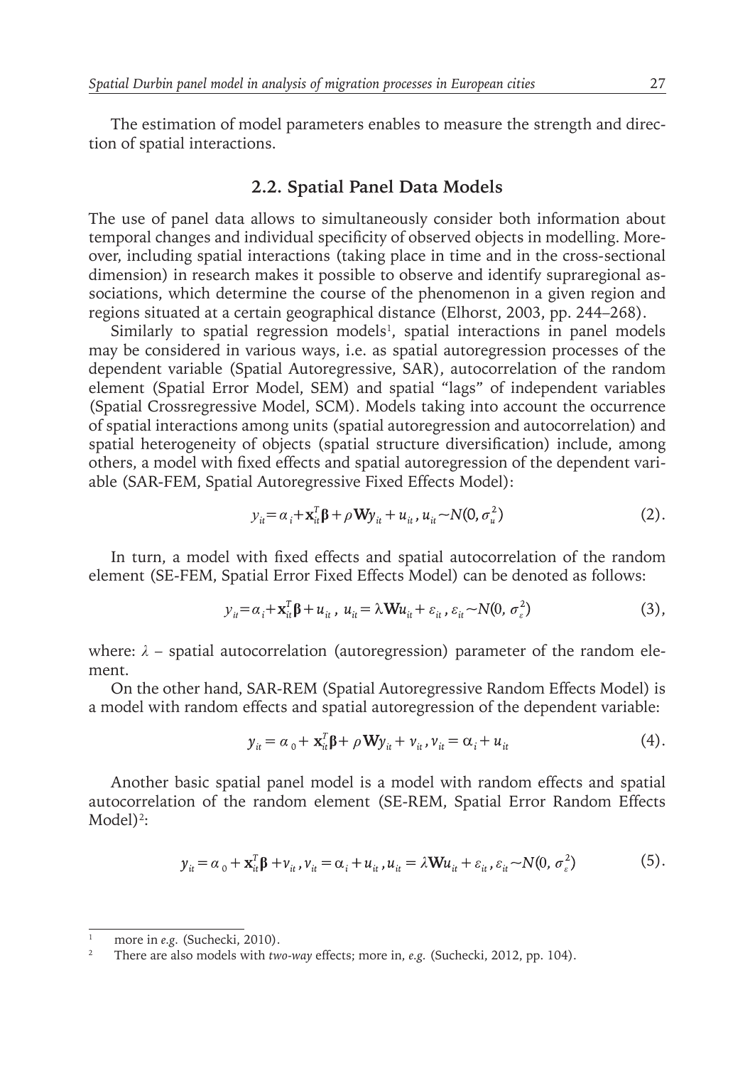The estimation of model parameters enables to measure the strength and direction of spatial interactions.

### 2.2. Spatial Panel Data Models

The use of panel data allows to simultaneously consider both information about temporal changes and individual specificity of observed objects in modelling. Moreover, including spatial interactions (taking place in time and in the cross-sectional dimension) in research makes it possible to observe and identify supraregional associations, which determine the course of the phenomenon in a given region and regions situated at a certain geographical distance (Elhorst, 2003, pp. 244–268).

Similarly to spatial regression models[1], spatial interactions in panel models may be considered in various ways, i.e. as spatial autoregression processes of the dependent variable (Spatial Autoregressive, SAR), autocorrelation of the random element (Spatial Error Model, SEM) and spatial "lags" of independent variables (Spatial Crossregressive Model, SCM). Models taking into account the occurrence of spatial interactions among units (spatial autoregression and autocorrelation) and spatial heterogeneity of objects (spatial structure diversification) include, among others, a model with fixed effects and spatial autoregression of the dependent variable (SAR-FEM, Spatial Autoregressive Fixed Effects Model):

$$y_{it} = \alpha_i + \mathbf{x}_{it}^T \boldsymbol{\beta} + \rho \mathbf{W} y_{it} + u_{it}, u_{it} \sim N(0, \sigma_u^2) \quad (2).$$

In turn, a model with fixed effects and spatial autocorrelation of the random element (SE-FEM, Spatial Error Fixed Effects Model) can be denoted as follows:

$$y_{it} = \alpha_i + \mathbf{x}_{it}^T \boldsymbol{\beta} + u_{it},\ u_{it} = \lambda \mathbf{W} u_{it} + \varepsilon_{it}, \varepsilon_{it} \sim N(0, \sigma_\varepsilon^2) \quad (3),$$

where: $\lambda$ – spatial autocorrelation (autoregression) parameter of the random element.

On the other hand, SAR-REM (Spatial Autoregressive Random Effects Model) is a model with random effects and spatial autoregression of the dependent variable:

$$y_{it} = \alpha_0 + \mathbf{x}_{it}^T \boldsymbol{\beta} + \rho \mathbf{W} y_{it} + v_{it}, v_{it} = \alpha_i + u_{it} \quad (4).$$

Another basic spatial panel model is a model with random effects and spatial autocorrelation of the random element (SE-REM, Spatial Error Random Effects Model)[2]:

$$y_{it} = \alpha_0 + \mathbf{x}_{it}^T \boldsymbol{\beta} + v_{it}, v_{it} = \alpha_i + u_{it}, u_{it} = \lambda \mathbf{W} u_{it} + \varepsilon_{it}, \varepsilon_{it} \sim N(0, \sigma_\varepsilon^2) \quad (5).$$

---

[1] more in *e.g.* (Suchecki, 2010).

[2] There are also models with *two-way* effects; more in, *e.g.* (Suchecki, 2012, pp. 104).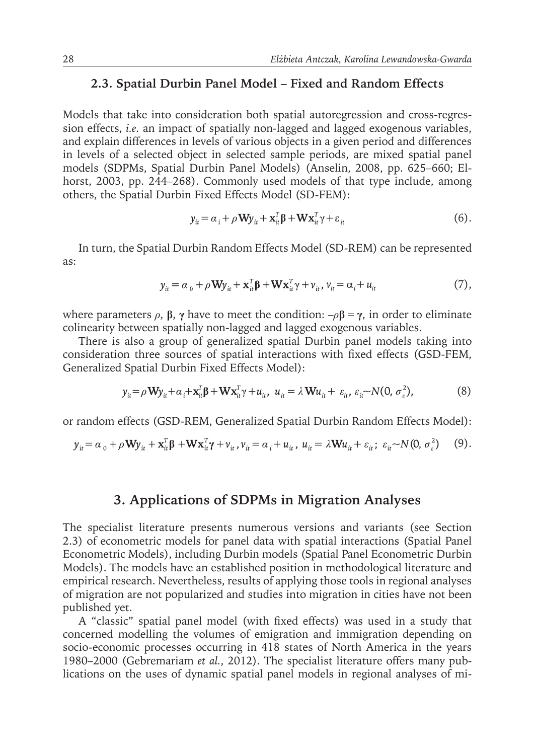### 2.3. Spatial Durbin Panel Model – Fixed and Random Effects

Models that take into consideration both spatial autoregression and cross-regression effects, *i.e.* an impact of spatially non-lagged and lagged exogenous variables, and explain differences in levels of various objects in a given period and differences in levels of a selected object in selected sample periods, are mixed spatial panel models (SDPMs, Spatial Durbin Panel Models) (Anselin, 2008, pp. 625–660; Elhorst, 2003, pp. 244–268). Commonly used models of that type include, among others, the Spatial Durbin Fixed Effects Model (SD-FEM):

$$y_{it} = \alpha_i + \rho \mathbf{W} y_{it} + \mathbf{x}_{it}^T \boldsymbol{\beta} + \mathbf{W} \mathbf{x}_{it}^T \gamma + \varepsilon_{it} \qquad (6).$$

In turn, the Spatial Durbin Random Effects Model (SD-REM) can be represented as:

$$y_{it} = \alpha_0 + \rho \mathbf{W} y_{it} + \mathbf{x}_{it}^T \boldsymbol{\beta} + \mathbf{W} \mathbf{x}_{it}^T \gamma + v_{it},\ v_{it} = \alpha_i + u_{it} \qquad (7),$$

where parameters $\rho$, $\boldsymbol{\beta}$, $\boldsymbol{\gamma}$ have to meet the condition: $-\rho\boldsymbol{\beta} = \boldsymbol{\gamma}$, in order to eliminate colinearity between spatially non-lagged and lagged exogenous variables.

There is also a group of generalized spatial Durbin panel models taking into consideration three sources of spatial interactions with fixed effects (GSD-FEM, Generalized Spatial Durbin Fixed Effects Model):

$$y_{it} = \rho \mathbf{W} y_{it} + \alpha_i + \mathbf{x}_{it}^T \boldsymbol{\beta} + \mathbf{W} \mathbf{x}_{it}^T \gamma + u_{it},\ u_{it} = \lambda \mathbf{W} u_{it} + \varepsilon_{it},\ \varepsilon_{it} \sim N(0, \sigma_\varepsilon^2), \qquad (8)$$

or random effects (GSD-REM, Generalized Spatial Durbin Random Effects Model):

$$y_{it} = \alpha_0 + \rho \mathbf{W} y_{it} + \mathbf{x}_{it}^T \boldsymbol{\beta} + \mathbf{W} \mathbf{x}_{it}^T \boldsymbol{\gamma} + v_{it},\ v_{it} = \alpha_i + u_{it},\ u_{it} = \lambda \mathbf{W} u_{it} + \varepsilon_{it};\ \varepsilon_{it} \sim N(0, \sigma_\varepsilon^2) \qquad (9).$$

## 3. Applications of SDPMs in Migration Analyses

The specialist literature presents numerous versions and variants (see Section 2.3) of econometric models for panel data with spatial interactions (Spatial Panel Econometric Models), including Durbin models (Spatial Panel Econometric Durbin Models). The models have an established position in methodological literature and empirical research. Nevertheless, results of applying those tools in regional analyses of migration are not popularized and studies into migration in cities have not been published yet.

A "classic" spatial panel model (with fixed effects) was used in a study that concerned modelling the volumes of emigration and immigration depending on socio-economic processes occurring in 418 states of North America in the years 1980–2000 (Gebremariam *et al.*, 2012). The specialist literature offers many publications on the uses of dynamic spatial panel models in regional analyses of mi-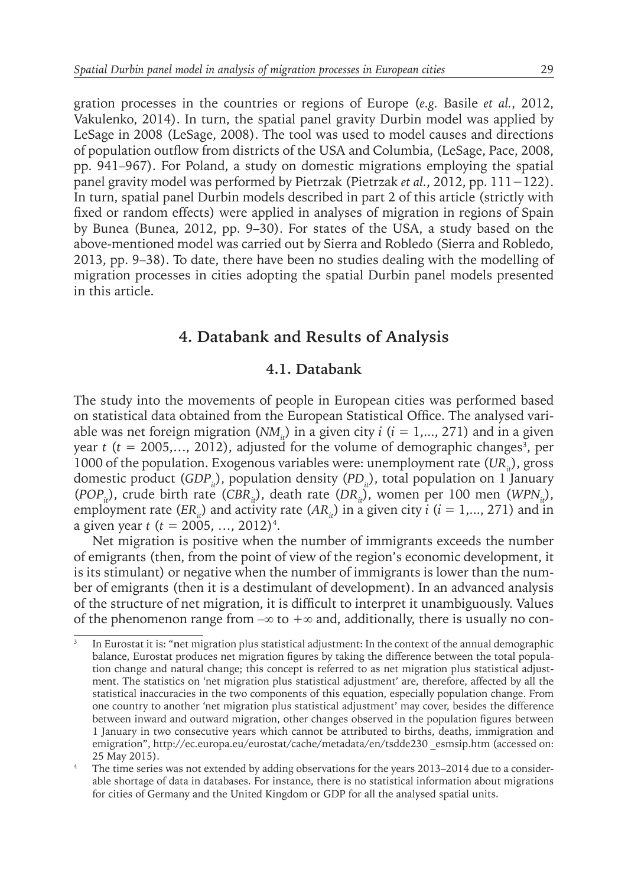gration processes in the countries or regions of Europe (*e.g.* Basile *et al.*, 2012, Vakulenko, 2014). In turn, the spatial panel gravity Durbin model was applied by LeSage in 2008 (LeSage, 2008). The tool was used to model causes and directions of population outflow from districts of the USA and Columbia, (LeSage, Pace, 2008, pp. 941–967). For Poland, a study on domestic migrations employing the spatial panel gravity model was performed by Pietrzak (Pietrzak *et al.*, 2012, pp. 111−122). In turn, spatial panel Durbin models described in part 2 of this article (strictly with fixed or random effects) were applied in analyses of migration in regions of Spain by Bunea (Bunea, 2012, pp. 9–30). For states of the USA, a study based on the above-mentioned model was carried out by Sierra and Robledo (Sierra and Robledo, 2013, pp. 9–38). To date, there have been no studies dealing with the modelling of migration processes in cities adopting the spatial Durbin panel models presented in this article.

## 4. Databank and Results of Analysis

### 4.1. Databank

The study into the movements of people in European cities was performed based on statistical data obtained from the European Statistical Office. The analysed variable was net foreign migration ($NM_{it}$) in a given city $i$ ($i = 1,..., 271$) and in a given year $t$ ($t = 2005,…, 2012$), adjusted for the volume of demographic changes[3], per 1000 of the population. Exogenous variables were: unemployment rate ($UR_{it}$), gross domestic product ($GDP_{it}$), population density ($PD_{it}$), total population on 1 January ($POP_{it}$), crude birth rate ($CBR_{it}$), death rate ($DR_{it}$), women per 100 men ($WPN_{it}$), employment rate ($ER_{it}$) and activity rate ($AR_{it}$) in a given city $i$ ($i = 1,..., 271$) and in a given year $t$ ($t = 2005, …, 2012$)[4].

Net migration is positive when the number of immigrants exceeds the number of emigrants (then, from the point of view of the region's economic development, it is its stimulant) or negative when the number of immigrants is lower than the number of emigrants (then it is a destimulant of development). In an advanced analysis of the structure of net migration, it is difficult to interpret it unambiguously. Values of the phenomenon range from $-\infty$ to $+\infty$ and, additionally, there is usually no con-

---

[3] In Eurostat it is: "net migration plus statistical adjustment: In the context of the annual demographic balance, Eurostat produces net migration figures by taking the difference between the total population change and natural change; this concept is referred to as net migration plus statistical adjustment. The statistics on 'net migration plus statistical adjustment' are, therefore, affected by all the statistical inaccuracies in the two components of this equation, especially population change. From one country to another 'net migration plus statistical adjustment' may cover, besides the difference between inward and outward migration, other changes observed in the population figures between 1 January in two consecutive years which cannot be attributed to births, deaths, immigration and emigration", http://ec.europa.eu/eurostat/cache/metadata/en/tsdde230 _esmsip.htm (accessed on: 25 May 2015).

[4] The time series was not extended by adding observations for the years 2013–2014 due to a considerable shortage of data in databases. For instance, there is no statistical information about migrations for cities of Germany and the United Kingdom or GDP for all the analysed spatial units.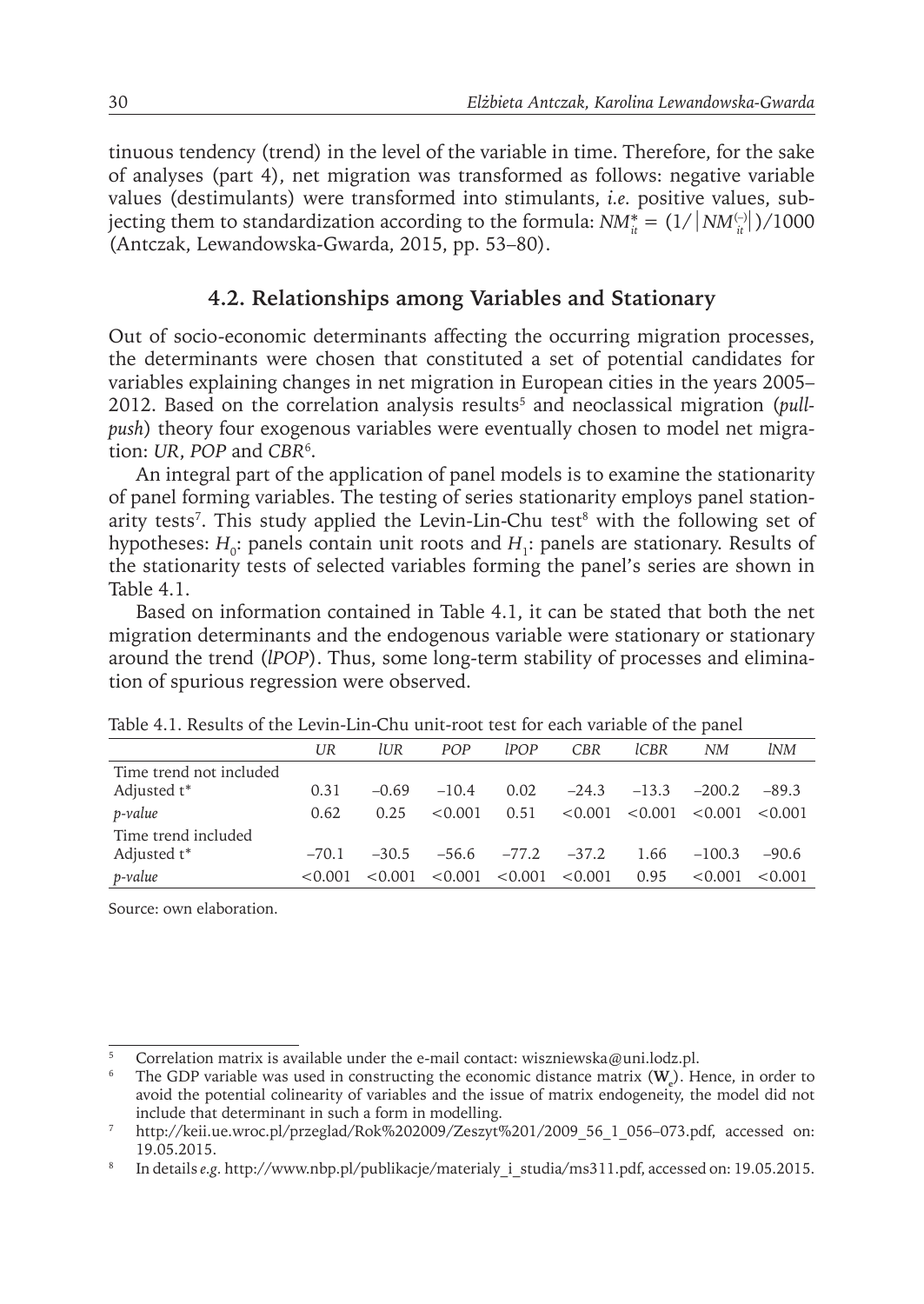tinuous tendency (trend) in the level of the variable in time. Therefore, for the sake of analyses (part 4), net migration was transformed as follows: negative variable values (destimulants) were transformed into stimulants, *i.e.* positive values, subjecting them to standardization according to the formula: $NM_{it}^{*} = (1/|NM_{it}^{(-)}|)/1000$ (Antczak, Lewandowska-Gwarda, 2015, pp. 53–80).

### 4.2. Relationships among Variables and Stationary

Out of socio-economic determinants affecting the occurring migration processes, the determinants were chosen that constituted a set of potential candidates for variables explaining changes in net migration in European cities in the years 2005–2012. Based on the correlation analysis results[5] and neoclassical migration (*pull-push*) theory four exogenous variables were eventually chosen to model net migration: *UR*, *POP* and *CBR*[6].

An integral part of the application of panel models is to examine the stationarity of panel forming variables. The testing of series stationarity employs panel stationarity tests[7]. This study applied the Levin-Lin-Chu test[8] with the following set of hypotheses: $H_0$: panels contain unit roots and $H_1$: panels are stationary. Results of the stationarity tests of selected variables forming the panel's series are shown in Table 4.1.

Based on information contained in Table 4.1, it can be stated that both the net migration determinants and the endogenous variable were stationary or stationary around the trend (*lPOP*). Thus, some long-term stability of processes and elimination of spurious regression were observed.

Table 4.1. Results of the Levin-Lin-Chu unit-root test for each variable of the panel

| | *UR* | *lUR* | *POP* | *lPOP* | *CBR* | *lCBR* | *NM* | *lNM* |
|---|---|---|---|---|---|---|---|---|
| Time trend not included | | | | | | | | |
| Adjusted t* | 0.31 | –0.69 | –10.4 | 0.02 | –24.3 | –13.3 | –200.2 | –89.3 |
| *p-value* | 0.62 | 0.25 | <0.001 | 0.51 | <0.001 | <0.001 | <0.001 | <0.001 |
| Time trend included | | | | | | | | |
| Adjusted t* | –70.1 | –30.5 | –56.6 | –77.2 | –37.2 | 1.66 | –100.3 | –90.6 |
| *p-value* | <0.001 | <0.001 | <0.001 | <0.001 | <0.001 | 0.95 | <0.001 | <0.001 |

Source: own elaboration.

---

[5] Correlation matrix is available under the e-mail contact: wiszniewska@uni.lodz.pl.

[6] The GDP variable was used in constructing the economic distance matrix ($\mathbf{W}_e$). Hence, in order to avoid the potential colinearity of variables and the issue of matrix endogeneity, the model did not include that determinant in such a form in modelling.

[7] http://keii.ue.wroc.pl/przeglad/Rok%202009/Zeszyt%201/2009_56_1_056–073.pdf, accessed on: 19.05.2015.

[8] In details *e.g.* http://www.nbp.pl/publikacje/materialy_i_studia/ms311.pdf, accessed on: 19.05.2015.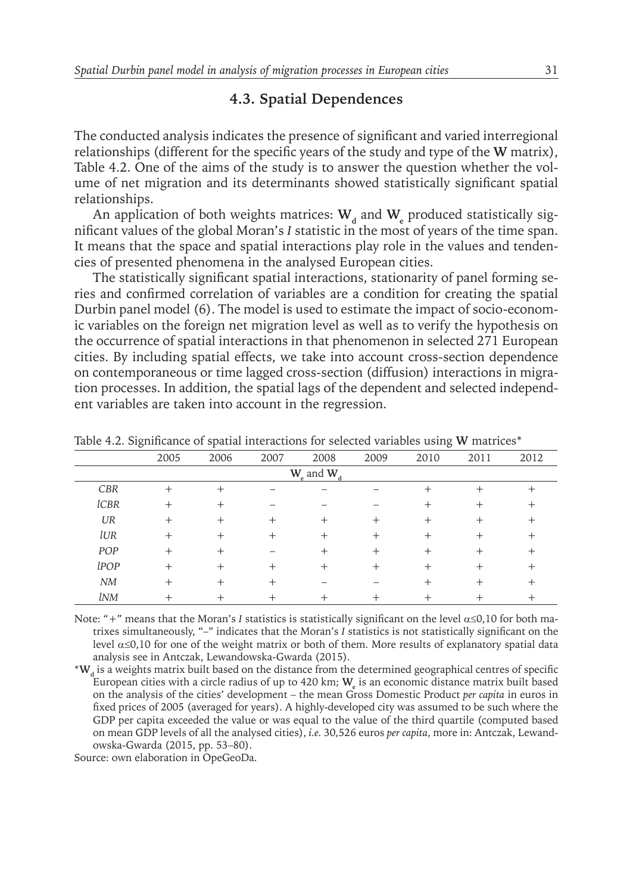### 4.3. Spatial Dependences

The conducted analysis indicates the presence of significant and varied interregional relationships (different for the specific years of the study and type of the **W** matrix), Table 4.2. One of the aims of the study is to answer the question whether the volume of net migration and its determinants showed statistically significant spatial relationships.

An application of both weights matrices: $\mathbf{W}_d$ and $\mathbf{W}_e$ produced statistically significant values of the global Moran's *I* statistic in the most of years of the time span. It means that the space and spatial interactions play role in the values and tendencies of presented phenomena in the analysed European cities.

The statistically significant spatial interactions, stationarity of panel forming series and confirmed correlation of variables are a condition for creating the spatial Durbin panel model (6). The model is used to estimate the impact of socio-economic variables on the foreign net migration level as well as to verify the hypothesis on the occurrence of spatial interactions in that phenomenon in selected 271 European cities. By including spatial effects, we take into account cross-section dependence on contemporaneous or time lagged cross-section (diffusion) interactions in migration processes. In addition, the spatial lags of the dependent and selected independent variables are taken into account in the regression.

Table 4.2. Significance of spatial interactions for selected variables using **W** matrices*

| | 2005 | 2006 | 2007 | 2008 | 2009 | 2010 | 2011 | 2012 |
|---|---|---|---|---|---|---|---|---|
| | | | | $\mathbf{W}_e$ and $\mathbf{W}_d$ | | | | |
| *CBR* | + | + | – | – | – | + | + | + |
| *lCBR* | + | + | – | – | – | + | + | + |
| *UR* | + | + | + | + | + | + | + | + |
| *lUR* | + | + | + | + | + | + | + | + |
| *POP* | + | + | – | + | + | + | + | + |
| *lPOP* | + | + | + | + | + | + | + | + |
| *NM* | + | + | + | – | – | + | + | + |
| *lNM* | + | + | + | + | + | + | + | + |

Note: "+" means that the Moran's *I* statistics is statistically significant on the level $\alpha \leq 0{,}10$ for both matrixes simultaneously, "–" indicates that the Moran's *I* statistics is not statistically significant on the level $\alpha \leq 0{,}10$ for one of the weight matrix or both of them. More results of explanatory spatial data analysis see in Antczak, Lewandowska-Gwarda (2015).

*$\mathbf{W}_d$ is a weights matrix built based on the distance from the determined geographical centres of specific European cities with a circle radius of up to 420 km; $\mathbf{W}_e$ is an economic distance matrix built based on the analysis of the cities' development – the mean Gross Domestic Product *per capita* in euros in fixed prices of 2005 (averaged for years). A highly-developed city was assumed to be such where the GDP per capita exceeded the value or was equal to the value of the third quartile (computed based on mean GDP levels of all the analysed cities), *i.e.* 30,526 euros *per capita*, more in: Antczak, Lewandowska-Gwarda (2015, pp. 53–80).

Source: own elaboration in OpeGeoDa.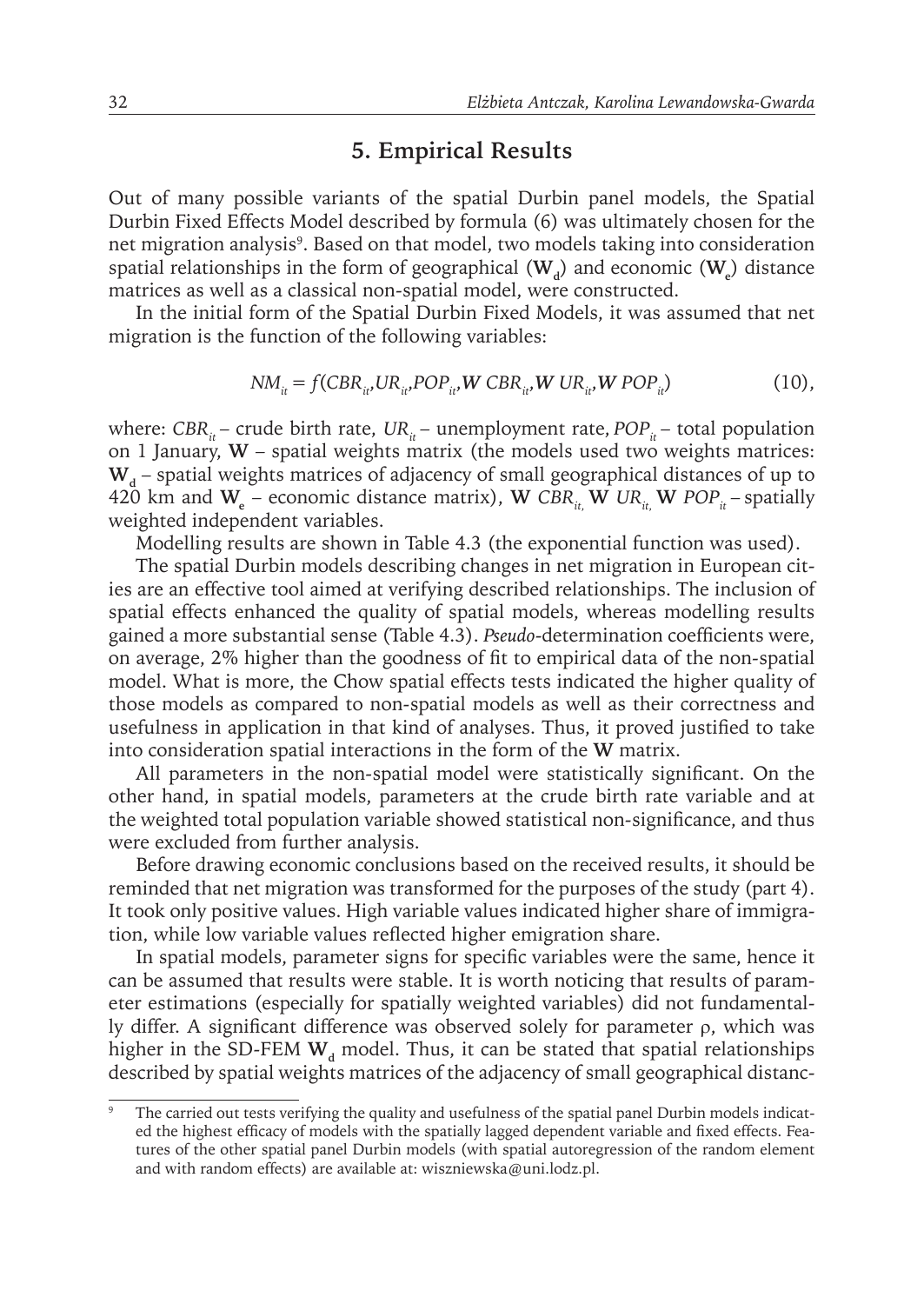## 5. Empirical Results

Out of many possible variants of the spatial Durbin panel models, the Spatial Durbin Fixed Effects Model described by formula (6) was ultimately chosen for the net migration analysis[9]. Based on that model, two models taking into consideration spatial relationships in the form of geographical ($\mathbf{W_d}$) and economic ($\mathbf{W_e}$) distance matrices as well as a classical non-spatial model, were constructed.

In the initial form of the Spatial Durbin Fixed Models, it was assumed that net migration is the function of the following variables:

$$NM_{it} = f(CBR_{it}, UR_{it}, POP_{it}, \mathbf{W}\, CBR_{it}, \mathbf{W}\, UR_{it}, \mathbf{W}\, POP_{it}) \qquad (10),$$

where: $CBR_{it}$ – crude birth rate, $UR_{it}$ – unemployment rate, $POP_{it}$ – total population on 1 January, $\mathbf{W}$ – spatial weights matrix (the models used two weights matrices: $\mathbf{W_d}$ – spatial weights matrices of adjacency of small geographical distances of up to 420 km and $\mathbf{W_e}$ – economic distance matrix), $\mathbf{W}\, CBR_{it,}$ $\mathbf{W}\, UR_{it,}$ $\mathbf{W}\, POP_{it}$ – spatially weighted independent variables.

Modelling results are shown in Table 4.3 (the exponential function was used).

The spatial Durbin models describing changes in net migration in European cities are an effective tool aimed at verifying described relationships. The inclusion of spatial effects enhanced the quality of spatial models, whereas modelling results gained a more substantial sense (Table 4.3). *Pseudo*-determination coefficients were, on average, 2% higher than the goodness of fit to empirical data of the non-spatial model. What is more, the Chow spatial effects tests indicated the higher quality of those models as compared to non-spatial models as well as their correctness and usefulness in application in that kind of analyses. Thus, it proved justified to take into consideration spatial interactions in the form of the $\mathbf{W}$ matrix.

All parameters in the non-spatial model were statistically significant. On the other hand, in spatial models, parameters at the crude birth rate variable and at the weighted total population variable showed statistical non-significance, and thus were excluded from further analysis.

Before drawing economic conclusions based on the received results, it should be reminded that net migration was transformed for the purposes of the study (part 4). It took only positive values. High variable values indicated higher share of immigration, while low variable values reflected higher emigration share.

In spatial models, parameter signs for specific variables were the same, hence it can be assumed that results were stable. It is worth noticing that results of parameter estimations (especially for spatially weighted variables) did not fundamentally differ. A significant difference was observed solely for parameter $\rho$, which was higher in the SD-FEM $\mathbf{W_d}$ model. Thus, it can be stated that spatial relationships described by spatial weights matrices of the adjacency of small geographical distanc-

---

[9] The carried out tests verifying the quality and usefulness of the spatial panel Durbin models indicated the highest efficacy of models with the spatially lagged dependent variable and fixed effects. Features of the other spatial panel Durbin models (with spatial autoregression of the random element and with random effects) are available at: wiszniewska@uni.lodz.pl.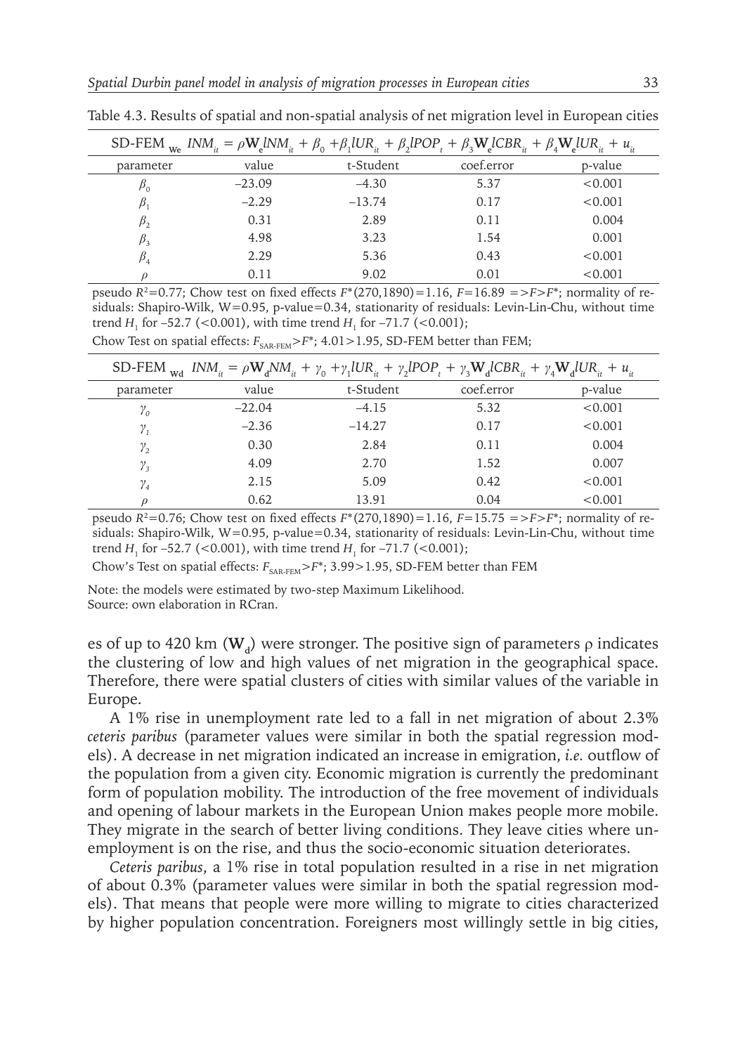Table 4.3. Results of spatial and non-spatial analysis of net migration level in European cities

| SD-FEM $_{\mathbf{We}}$ $lNM_{it} = \rho \mathbf{W_e} lNM_{it} + \beta_0 + \beta_1 lUR_{it} + \beta_2 lPOP_t + \beta_3 \mathbf{W_e} lCBR_{it} + \beta_4 \mathbf{W_e} lUR_{it} + u_{it}$ | | | | |
|---|---|---|---|---|
| parameter | value | t-Student | coef.error | p-value |
| $\beta_0$ | –23.09 | –4.30 | 5.37 | <0.001 |
| $\beta_1$ | –2.29 | –13.74 | 0.17 | <0.001 |
| $\beta_2$ | 0.31 | 2.89 | 0.11 | 0.004 |
| $\beta_3$ | 4.98 | 3.23 | 1.54 | 0.001 |
| $\beta_4$ | 2.29 | 5.36 | 0.43 | <0.001 |
| $\rho$ | 0.11 | 9.02 | 0.01 | <0.001 |

pseudo $R^2$=0.77; Chow test on fixed effects $F^*(270,1890)=1.16$, $F=16.89 \Rightarrow F>F^*$; normality of residuals: Shapiro-Wilk, W=0.95, p-value=0.34, stationarity of residuals: Levin-Lin-Chu, without time trend $H_1$ for –52.7 (<0.001), with time trend $H_1$ for –71.7 (<0.001);

Chow Test on spatial effects: $F_{SAR\text{-}FEM}>F^*$; 4.01>1.95, SD-FEM better than FEM;

| SD-FEM $_{\mathbf{Wd}}$ $lNM_{it} = \rho \mathbf{W_d} NM_{it} + \gamma_0 + \gamma_1 lUR_{it} + \gamma_2 lPOP_t + \gamma_3 \mathbf{W_d} lCBR_{it} + \gamma_4 \mathbf{W_d} lUR_{it} + u_{it}$ | | | | |
|---|---|---|---|---|
| parameter | value | t-Student | coef.error | p-value |
| $\gamma_0$ | –22.04 | –4.15 | 5.32 | <0.001 |
| $\gamma_1$ | –2.36 | –14.27 | 0.17 | <0.001 |
| $\gamma_2$ | 0.30 | 2.84 | 0.11 | 0.004 |
| $\gamma_3$ | 4.09 | 2.70 | 1.52 | 0.007 |
| $\gamma_4$ | 2.15 | 5.09 | 0.42 | <0.001 |
| $\rho$ | 0.62 | 13.91 | 0.04 | <0.001 |

pseudo $R^2$=0.76; Chow test on fixed effects $F^*(270,1890)=1.16$, $F=15.75 \Rightarrow F>F^*$; normality of residuals: Shapiro-Wilk, W=0.95, p-value=0.34, stationarity of residuals: Levin-Lin-Chu, without time trend $H_1$ for –52.7 (<0.001), with time trend $H_1$ for –71.7 (<0.001);

Chow's Test on spatial effects: $F_{SAR\text{-}FEM}>F^*$; 3.99>1.95, SD-FEM better than FEM

Note: the models were estimated by two-step Maximum Likelihood.
Source: own elaboration in RCran.

es of up to 420 km ($\mathbf{W_d}$) were stronger. The positive sign of parameters ρ indicates the clustering of low and high values of net migration in the geographical space. Therefore, there were spatial clusters of cities with similar values of the variable in Europe.

A 1% rise in unemployment rate led to a fall in net migration of about 2.3% *ceteris paribus* (parameter values were similar in both the spatial regression models). A decrease in net migration indicated an increase in emigration, *i.e.* outflow of the population from a given city. Economic migration is currently the predominant form of population mobility. The introduction of the free movement of individuals and opening of labour markets in the European Union makes people more mobile. They migrate in the search of better living conditions. They leave cities where unemployment is on the rise, and thus the socio-economic situation deteriorates.

*Ceteris paribus*, a 1% rise in total population resulted in a rise in net migration of about 0.3% (parameter values were similar in both the spatial regression models). That means that people were more willing to migrate to cities characterized by higher population concentration. Foreigners most willingly settle in big cities,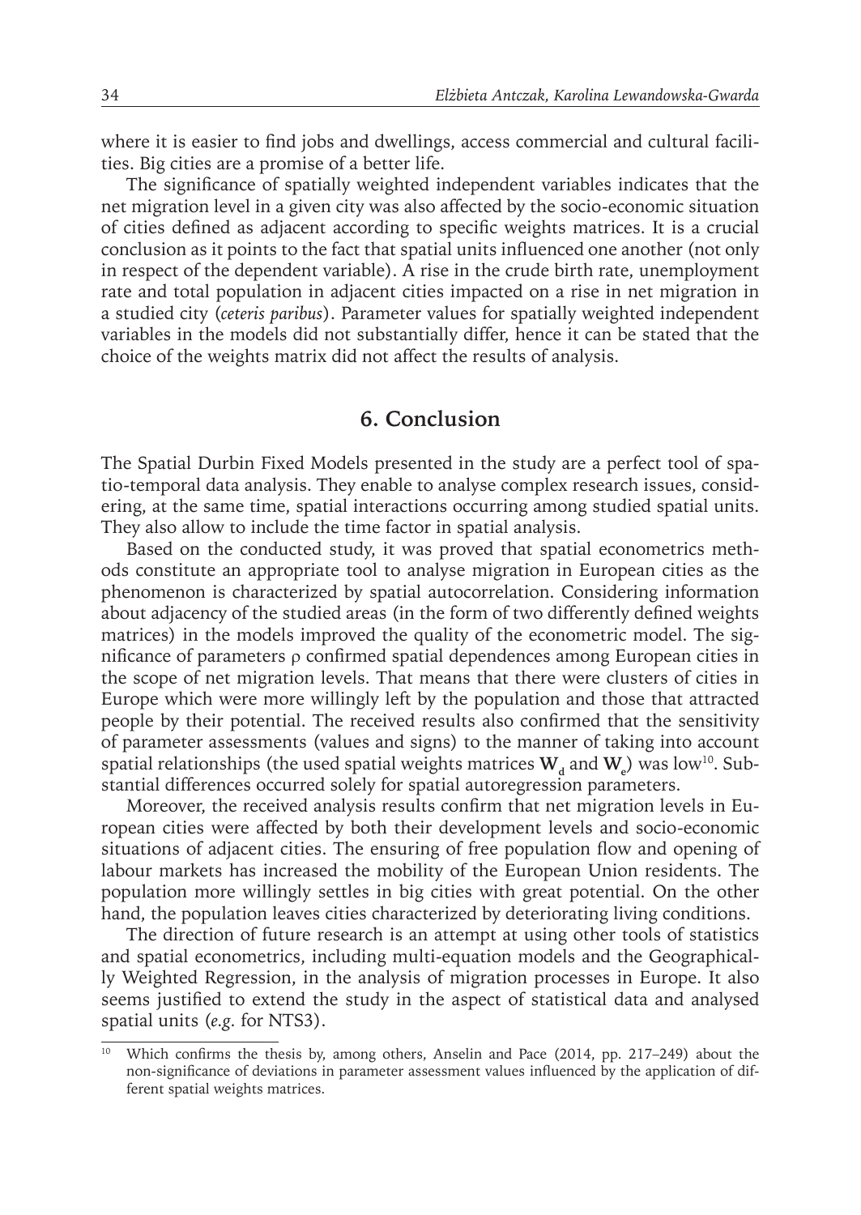where it is easier to find jobs and dwellings, access commercial and cultural facilities. Big cities are a promise of a better life.

The significance of spatially weighted independent variables indicates that the net migration level in a given city was also affected by the socio-economic situation of cities defined as adjacent according to specific weights matrices. It is a crucial conclusion as it points to the fact that spatial units influenced one another (not only in respect of the dependent variable). A rise in the crude birth rate, unemployment rate and total population in adjacent cities impacted on a rise in net migration in a studied city (*ceteris paribus*). Parameter values for spatially weighted independent variables in the models did not substantially differ, hence it can be stated that the choice of the weights matrix did not affect the results of analysis.

## 6. Conclusion

The Spatial Durbin Fixed Models presented in the study are a perfect tool of spatio-temporal data analysis. They enable to analyse complex research issues, considering, at the same time, spatial interactions occurring among studied spatial units. They also allow to include the time factor in spatial analysis.

Based on the conducted study, it was proved that spatial econometrics methods constitute an appropriate tool to analyse migration in European cities as the phenomenon is characterized by spatial autocorrelation. Considering information about adjacency of the studied areas (in the form of two differently defined weights matrices) in the models improved the quality of the econometric model. The significance of parameters $\rho$ confirmed spatial dependences among European cities in the scope of net migration levels. That means that there were clusters of cities in Europe which were more willingly left by the population and those that attracted people by their potential. The received results also confirmed that the sensitivity of parameter assessments (values and signs) to the manner of taking into account spatial relationships (the used spatial weights matrices $\mathbf{W}_d$ and $\mathbf{W}_e$) was low[10]. Substantial differences occurred solely for spatial autoregression parameters.

Moreover, the received analysis results confirm that net migration levels in European cities were affected by both their development levels and socio-economic situations of adjacent cities. The ensuring of free population flow and opening of labour markets has increased the mobility of the European Union residents. The population more willingly settles in big cities with great potential. On the other hand, the population leaves cities characterized by deteriorating living conditions.

The direction of future research is an attempt at using other tools of statistics and spatial econometrics, including multi-equation models and the Geographically Weighted Regression, in the analysis of migration processes in Europe. It also seems justified to extend the study in the aspect of statistical data and analysed spatial units (*e.g.* for NTS3).

[10] Which confirms the thesis by, among others, Anselin and Pace (2014, pp. 217–249) about the non-significance of deviations in parameter assessment values influenced by the application of different spatial weights matrices.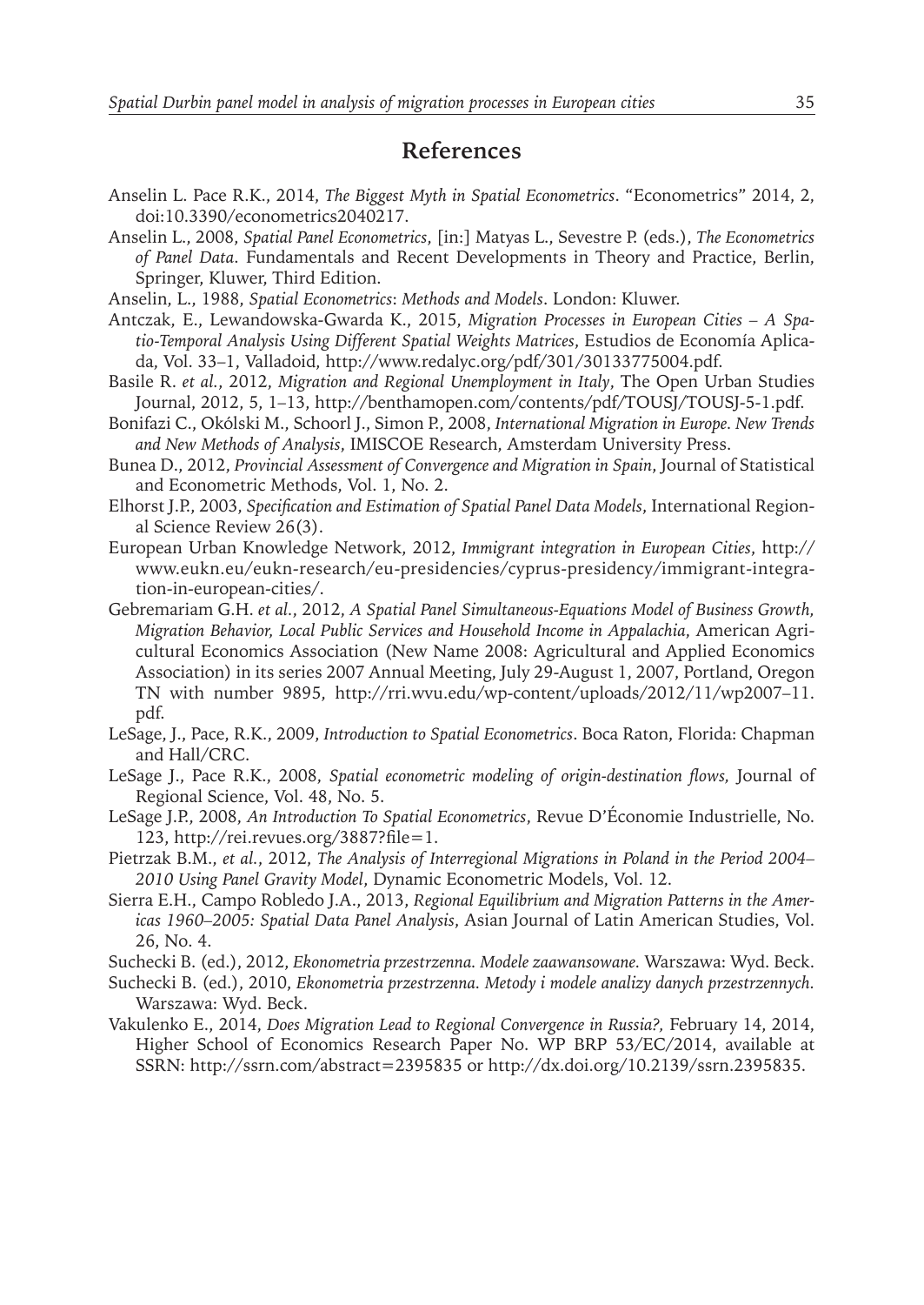# References

Anselin L. Pace R.K., 2014, *The Biggest Myth in Spatial Econometrics*. "Econometrics" 2014, 2, doi:10.3390/econometrics2040217.

Anselin L., 2008, *Spatial Panel Econometrics*, [in:] Matyas L., Sevestre P. (eds.), *The Econometrics of Panel Data*. Fundamentals and Recent Developments in Theory and Practice, Berlin, Springer, Kluwer, Third Edition.

Anselin, L., 1988, *Spatial Econometrics*: *Methods and Models*. London: Kluwer.

Antczak, E., Lewandowska-Gwarda K., 2015, *Migration Processes in European Cities – A Spatio-Temporal Analysis Using Different Spatial Weights Matrices*, Estudios de Economía Aplicada, Vol. 33–1, Valladoid, http://www.redalyc.org/pdf/301/30133775004.pdf.

Basile R. *et al.*, 2012, *Migration and Regional Unemployment in Italy*, The Open Urban Studies Journal, 2012, 5, 1–13, http://benthamopen.com/contents/pdf/TOUSJ/TOUSJ-5-1.pdf.

Bonifazi C., Okólski M., Schoorl J., Simon P., 2008, *International Migration in Europe. New Trends and New Methods of Analysis*, IMISCOE Research, Amsterdam University Press.

Bunea D., 2012, *Provincial Assessment of Convergence and Migration in Spain*, Journal of Statistical and Econometric Methods, Vol. 1, No. 2.

Elhorst J.P., 2003, *Specification and Estimation of Spatial Panel Data Models*, International Regional Science Review 26(3).

European Urban Knowledge Network, 2012, *Immigrant integration in European Cities*, http://www.eukn.eu/eukn-research/eu-presidencies/cyprus-presidency/immigrant-integration-in-european-cities/.

Gebremariam G.H. *et al.*, 2012, *A Spatial Panel Simultaneous-Equations Model of Business Growth, Migration Behavior, Local Public Services and Household Income in Appalachia*, American Agricultural Economics Association (New Name 2008: Agricultural and Applied Economics Association) in its series 2007 Annual Meeting, July 29-August 1, 2007, Portland, Oregon TN with number 9895, http://rri.wvu.edu/wp-content/uploads/2012/11/wp2007–11.pdf.

LeSage, J., Pace, R.K., 2009, *Introduction to Spatial Econometrics*. Boca Raton, Florida: Chapman and Hall/CRC.

LeSage J., Pace R.K., 2008, *Spatial econometric modeling of origin-destination flows,* Journal of Regional Science, Vol. 48, No. 5.

LeSage J.P., 2008, *An Introduction To Spatial Econometrics*, Revue D'Économie Industrielle, No. 123, http://rei.revues.org/3887?file=1.

Pietrzak B.M., *et al.*, 2012, *The Analysis of Interregional Migrations in Poland in the Period 2004–2010 Using Panel Gravity Model*, Dynamic Econometric Models, Vol. 12.

Sierra E.H., Campo Robledo J.A., 2013, *Regional Equilibrium and Migration Patterns in the Americas 1960–2005: Spatial Data Panel Analysis*, Asian Journal of Latin American Studies, Vol. 26, No. 4.

Suchecki B. (ed.), 2012, *Ekonometria przestrzenna. Modele zaawansowane.* Warszawa: Wyd. Beck.

Suchecki B. (ed.), 2010, *Ekonometria przestrzenna. Metody i modele analizy danych przestrzennych.* Warszawa: Wyd. Beck.

Vakulenko E., 2014, *Does Migration Lead to Regional Convergence in Russia?,* February 14, 2014, Higher School of Economics Research Paper No. WP BRP 53/EC/2014, available at SSRN: http://ssrn.com/abstract=2395835 or http://dx.doi.org/10.2139/ssrn.2395835.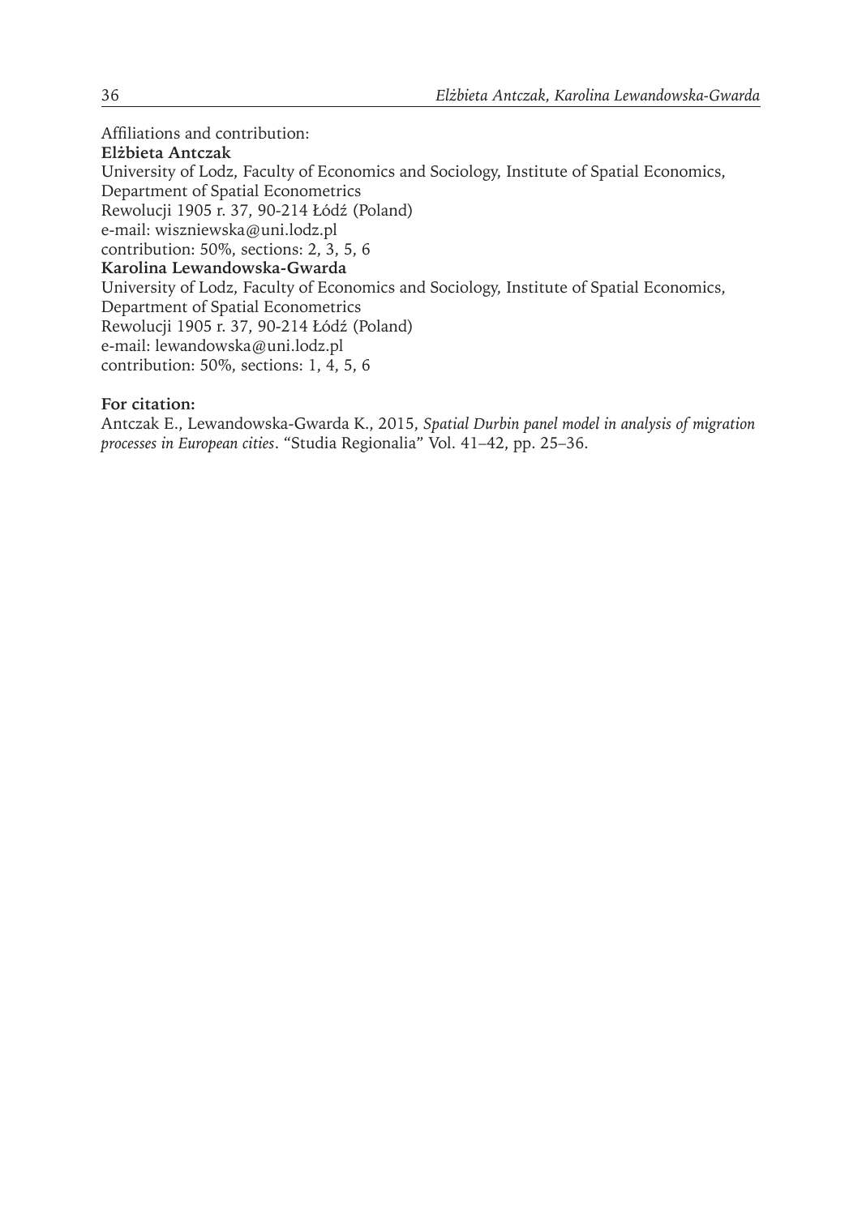Affiliations and contribution:

**Elżbieta Antczak**

University of Lodz, Faculty of Economics and Sociology, Institute of Spatial Economics, Department of Spatial Econometrics
Rewolucji 1905 r. 37, 90-214 Łódź (Poland)
e-mail: wiszniewska@uni.lodz.pl
contribution: 50%, sections: 2, 3, 5, 6

**Karolina Lewandowska-Gwarda**

University of Lodz, Faculty of Economics and Sociology, Institute of Spatial Economics, Department of Spatial Econometrics
Rewolucji 1905 r. 37, 90-214 Łódź (Poland)
e-mail: lewandowska@uni.lodz.pl
contribution: 50%, sections: 1, 4, 5, 6

**For citation:**

Antczak E., Lewandowska-Gwarda K., 2015, *Spatial Durbin panel model in analysis of migration processes in European cities*. "Studia Regionalia" Vol. 41–42, pp. 25–36.